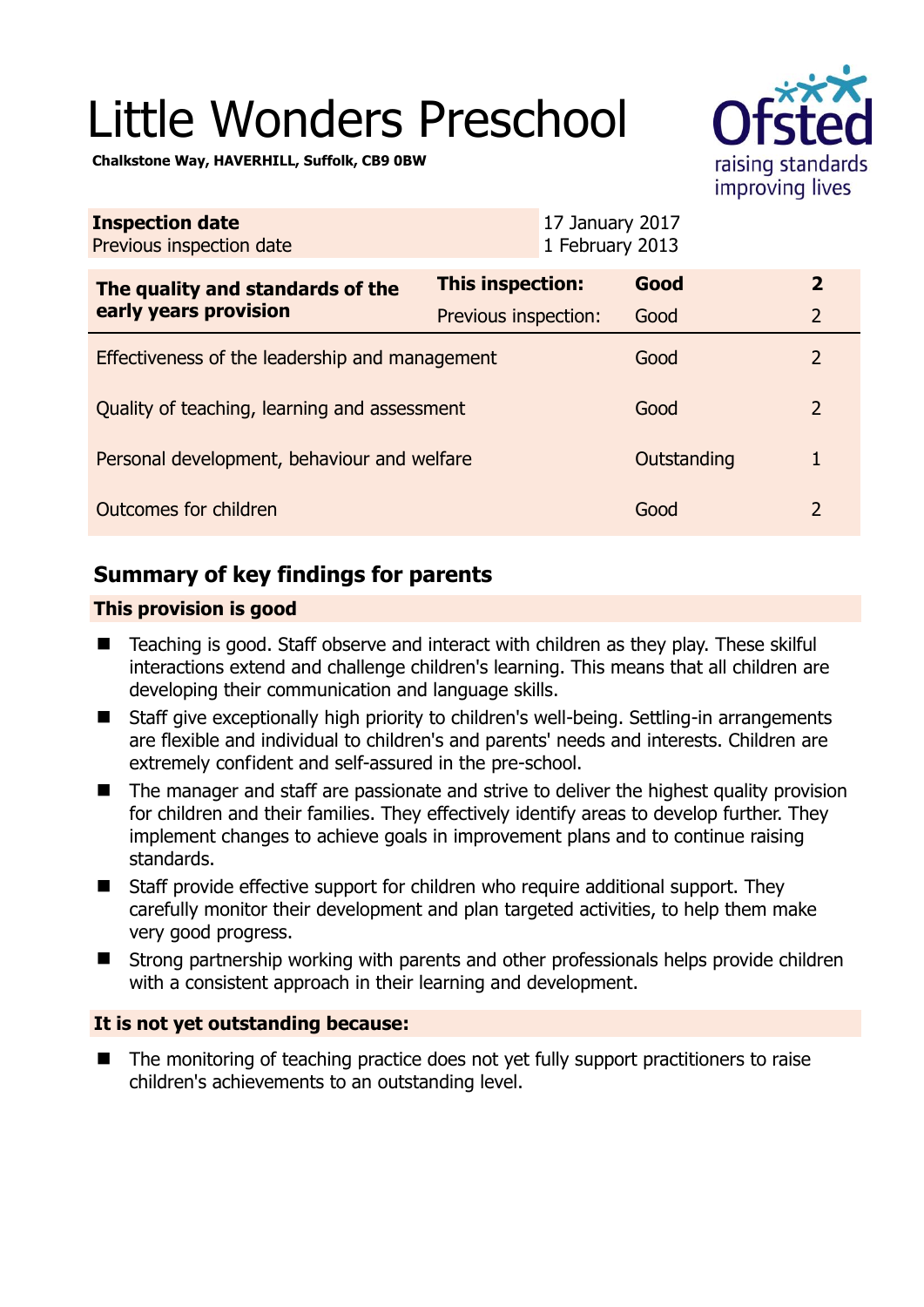# Little Wonders Preschool

**Chalkstone Way, HAVERHILL, Suffolk, CB9 0BW**

| | |
|---|---|
| **Inspection date** | 17 January 2017 |
| Previous inspection date | 1 February 2013 |

| | | | |
|---|---|---|---|
| **The quality and standards of the early years provision** | **This inspection:** | **Good** | **2** |
| | Previous inspection: | Good | 2 |
| Effectiveness of the leadership and management | | Good | 2 |
| Quality of teaching, learning and assessment | | Good | 2 |
| Personal development, behaviour and welfare | | Outstanding | 1 |
| Outcomes for children | | Good | 2 |

## Summary of key findings for parents

### This provision is good

- Teaching is good. Staff observe and interact with children as they play. These skilful interactions extend and challenge children's learning. This means that all children are developing their communication and language skills.
- Staff give exceptionally high priority to children's well-being. Settling-in arrangements are flexible and individual to children's and parents' needs and interests. Children are extremely confident and self-assured in the pre-school.
- The manager and staff are passionate and strive to deliver the highest quality provision for children and their families. They effectively identify areas to develop further. They implement changes to achieve goals in improvement plans and to continue raising standards.
- Staff provide effective support for children who require additional support. They carefully monitor their development and plan targeted activities, to help them make very good progress.
- Strong partnership working with parents and other professionals helps provide children with a consistent approach in their learning and development.

### It is not yet outstanding because:

- The monitoring of teaching practice does not yet fully support practitioners to raise children's achievements to an outstanding level.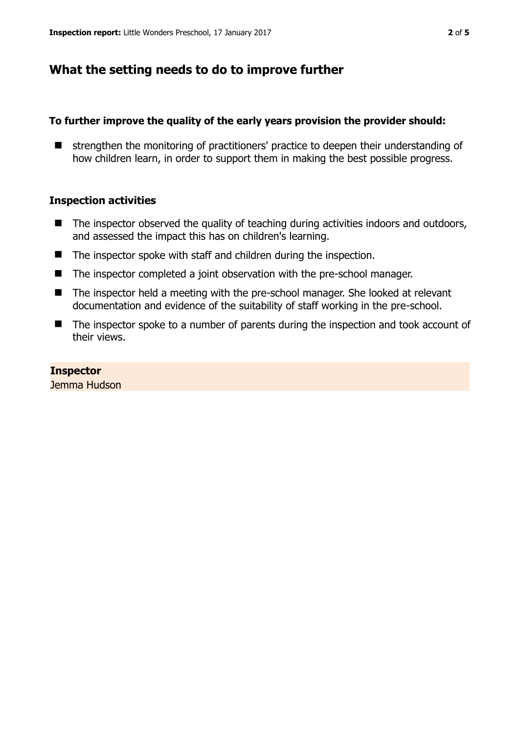## What the setting needs to do to improve further

### To further improve the quality of the early years provision the provider should:

- strengthen the monitoring of practitioners' practice to deepen their understanding of how children learn, in order to support them in making the best possible progress.

### Inspection activities

- The inspector observed the quality of teaching during activities indoors and outdoors, and assessed the impact this has on children's learning.
- The inspector spoke with staff and children during the inspection.
- The inspector completed a joint observation with the pre-school manager.
- The inspector held a meeting with the pre-school manager. She looked at relevant documentation and evidence of the suitability of staff working in the pre-school.
- The inspector spoke to a number of parents during the inspection and took account of their views.

**Inspector**
Jemma Hudson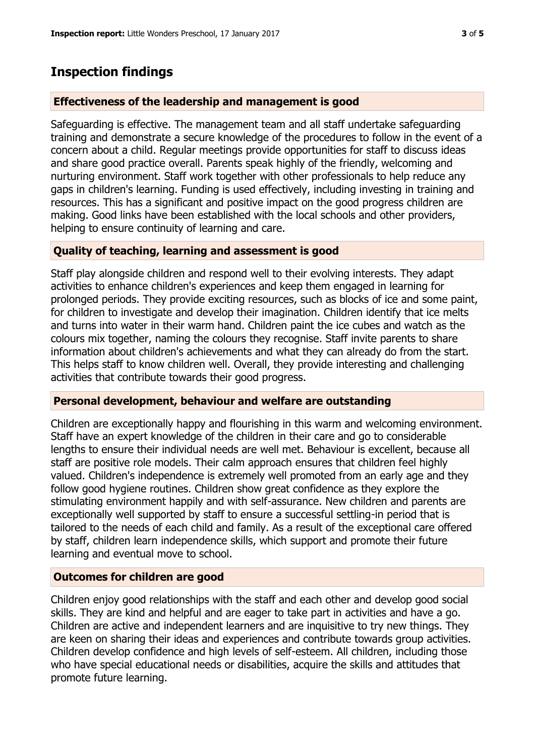## Inspection findings

### Effectiveness of the leadership and management is good

Safeguarding is effective. The management team and all staff undertake safeguarding training and demonstrate a secure knowledge of the procedures to follow in the event of a concern about a child. Regular meetings provide opportunities for staff to discuss ideas and share good practice overall. Parents speak highly of the friendly, welcoming and nurturing environment. Staff work together with other professionals to help reduce any gaps in children's learning. Funding is used effectively, including investing in training and resources. This has a significant and positive impact on the good progress children are making. Good links have been established with the local schools and other providers, helping to ensure continuity of learning and care.

### Quality of teaching, learning and assessment is good

Staff play alongside children and respond well to their evolving interests. They adapt activities to enhance children's experiences and keep them engaged in learning for prolonged periods. They provide exciting resources, such as blocks of ice and some paint, for children to investigate and develop their imagination. Children identify that ice melts and turns into water in their warm hand. Children paint the ice cubes and watch as the colours mix together, naming the colours they recognise. Staff invite parents to share information about children's achievements and what they can already do from the start. This helps staff to know children well. Overall, they provide interesting and challenging activities that contribute towards their good progress.

### Personal development, behaviour and welfare are outstanding

Children are exceptionally happy and flourishing in this warm and welcoming environment. Staff have an expert knowledge of the children in their care and go to considerable lengths to ensure their individual needs are well met. Behaviour is excellent, because all staff are positive role models. Their calm approach ensures that children feel highly valued. Children's independence is extremely well promoted from an early age and they follow good hygiene routines. Children show great confidence as they explore the stimulating environment happily and with self-assurance. New children and parents are exceptionally well supported by staff to ensure a successful settling-in period that is tailored to the needs of each child and family. As a result of the exceptional care offered by staff, children learn independence skills, which support and promote their future learning and eventual move to school.

### Outcomes for children are good

Children enjoy good relationships with the staff and each other and develop good social skills. They are kind and helpful and are eager to take part in activities and have a go. Children are active and independent learners and are inquisitive to try new things. They are keen on sharing their ideas and experiences and contribute towards group activities. Children develop confidence and high levels of self-esteem. All children, including those who have special educational needs or disabilities, acquire the skills and attitudes that promote future learning.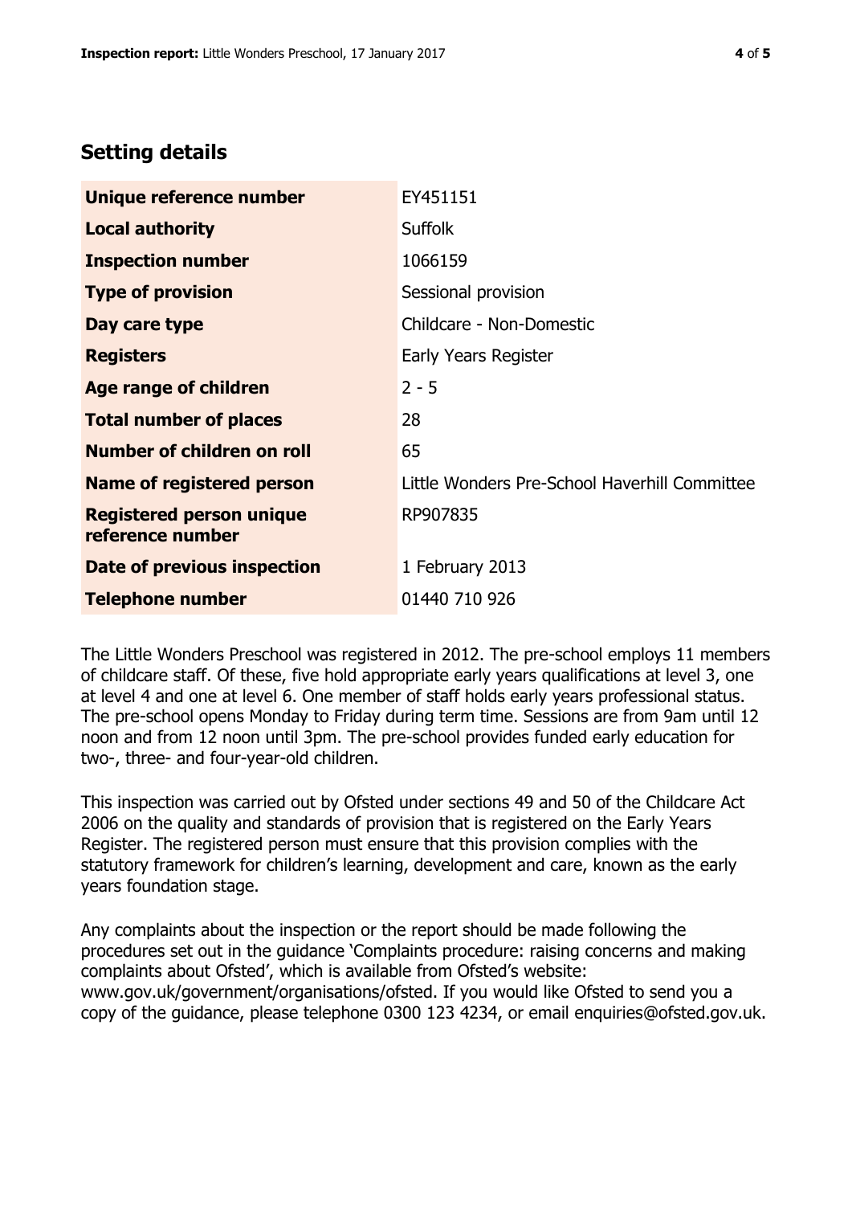## Setting details

| | |
|---|---|
| **Unique reference number** | EY451151 |
| **Local authority** | Suffolk |
| **Inspection number** | 1066159 |
| **Type of provision** | Sessional provision |
| **Day care type** | Childcare - Non-Domestic |
| **Registers** | Early Years Register |
| **Age range of children** | 2 - 5 |
| **Total number of places** | 28 |
| **Number of children on roll** | 65 |
| **Name of registered person** | Little Wonders Pre-School Haverhill Committee |
| **Registered person unique reference number** | RP907835 |
| **Date of previous inspection** | 1 February 2013 |
| **Telephone number** | 01440 710 926 |

The Little Wonders Preschool was registered in 2012. The pre-school employs 11 members of childcare staff. Of these, five hold appropriate early years qualifications at level 3, one at level 4 and one at level 6. One member of staff holds early years professional status. The pre-school opens Monday to Friday during term time. Sessions are from 9am until 12 noon and from 12 noon until 3pm. The pre-school provides funded early education for two-, three- and four-year-old children.

This inspection was carried out by Ofsted under sections 49 and 50 of the Childcare Act 2006 on the quality and standards of provision that is registered on the Early Years Register. The registered person must ensure that this provision complies with the statutory framework for children's learning, development and care, known as the early years foundation stage.

Any complaints about the inspection or the report should be made following the procedures set out in the guidance 'Complaints procedure: raising concerns and making complaints about Ofsted', which is available from Ofsted's website: www.gov.uk/government/organisations/ofsted. If you would like Ofsted to send you a copy of the guidance, please telephone 0300 123 4234, or email enquiries@ofsted.gov.uk.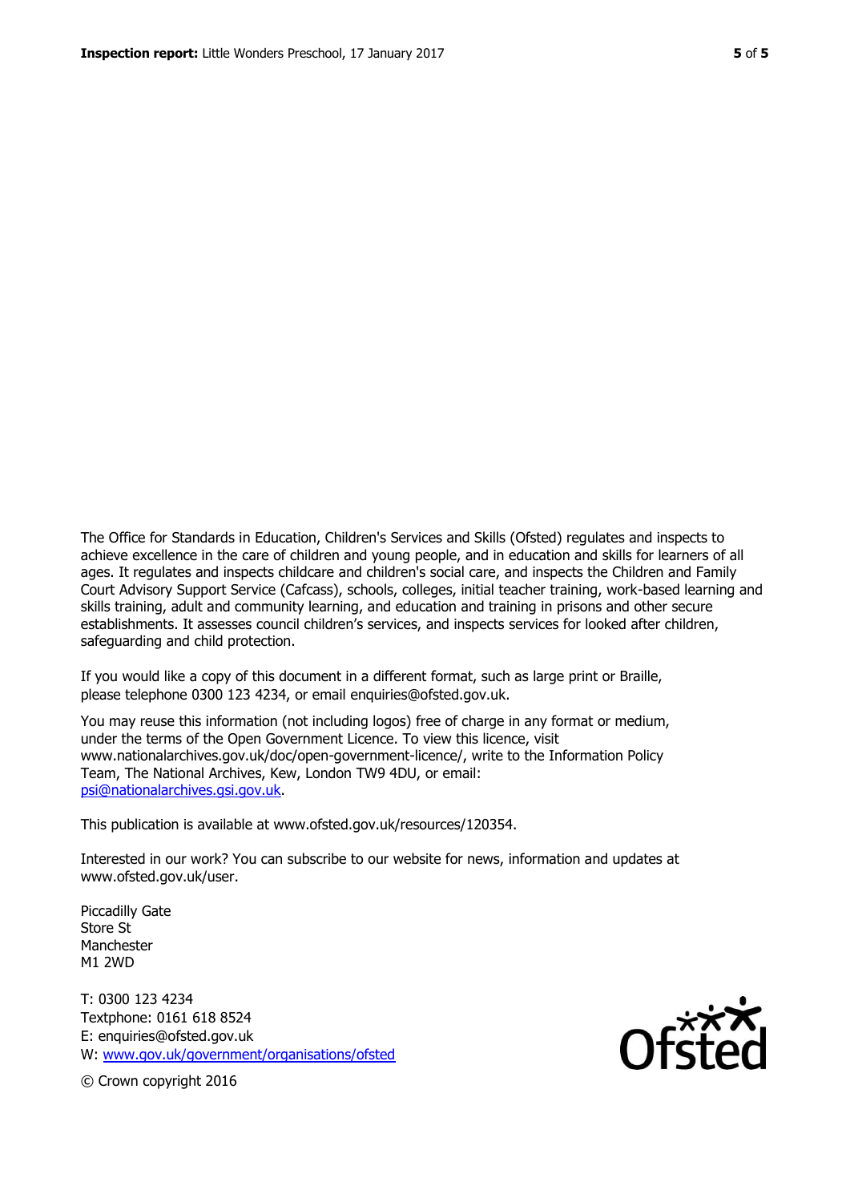The Office for Standards in Education, Children's Services and Skills (Ofsted) regulates and inspects to achieve excellence in the care of children and young people, and in education and skills for learners of all ages. It regulates and inspects childcare and children's social care, and inspects the Children and Family Court Advisory Support Service (Cafcass), schools, colleges, initial teacher training, work-based learning and skills training, adult and community learning, and education and training in prisons and other secure establishments. It assesses council children's services, and inspects services for looked after children, safeguarding and child protection.

If you would like a copy of this document in a different format, such as large print or Braille, please telephone 0300 123 4234, or email enquiries@ofsted.gov.uk.

You may reuse this information (not including logos) free of charge in any format or medium, under the terms of the Open Government Licence. To view this licence, visit www.nationalarchives.gov.uk/doc/open-government-licence/, write to the Information Policy Team, The National Archives, Kew, London TW9 4DU, or email: psi@nationalarchives.gsi.gov.uk.

This publication is available at www.ofsted.gov.uk/resources/120354.

Interested in our work? You can subscribe to our website for news, information and updates at www.ofsted.gov.uk/user.

Piccadilly Gate  
Store St  
Manchester  
M1 2WD

T: 0300 123 4234  
Textphone: 0161 618 8524  
E: enquiries@ofsted.gov.uk  
W: www.gov.uk/government/organisations/ofsted

© Crown copyright 2016